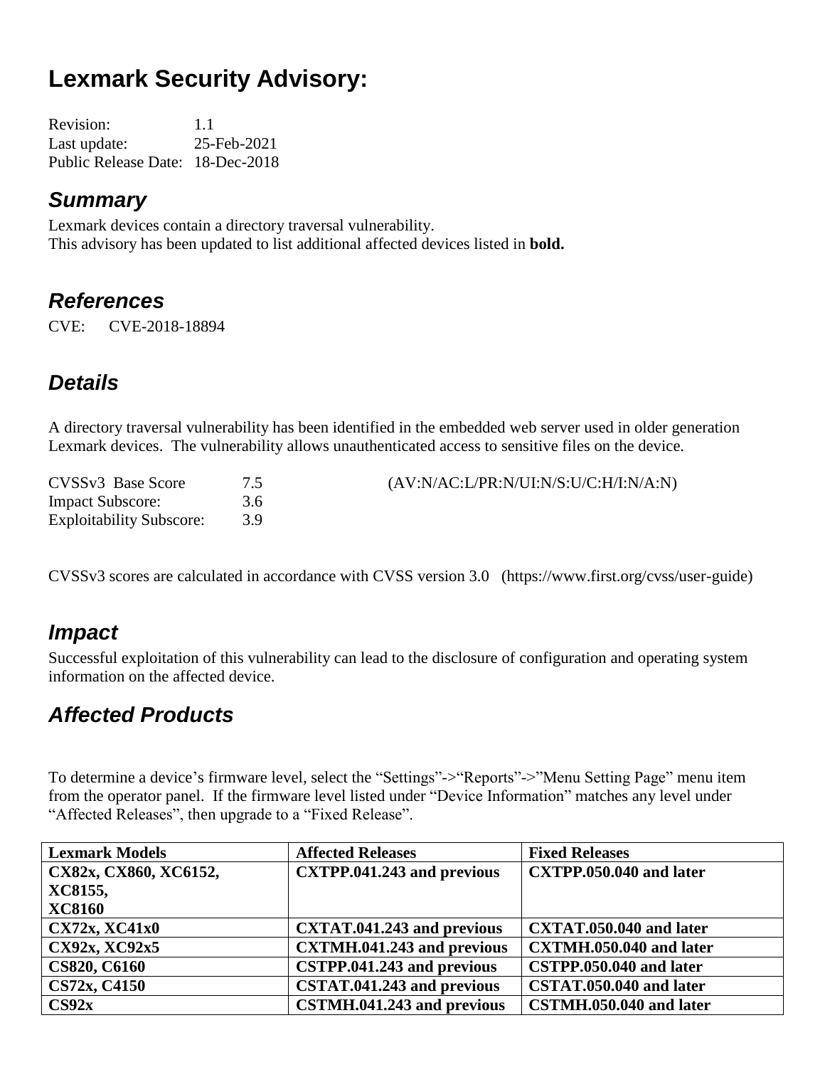# Lexmark Security Advisory:

Revision: 1.1
Last update: 25-Feb-2021
Public Release Date: 18-Dec-2018

## *Summary*

Lexmark devices contain a directory traversal vulnerability.
This advisory has been updated to list additional affected devices listed in **bold.**

## *References*

CVE: CVE-2018-18894

## *Details*

A directory traversal vulnerability has been identified in the embedded web server used in older generation Lexmark devices. The vulnerability allows unauthenticated access to sensitive files on the device.

CVSSv3 Base Score 7.5 (AV:N/AC:L/PR:N/UI:N/S:U/C:H/I:N/A:N)
Impact Subscore: 3.6
Exploitability Subscore: 3.9

CVSSv3 scores are calculated in accordance with CVSS version 3.0 (https://www.first.org/cvss/user-guide)

## *Impact*

Successful exploitation of this vulnerability can lead to the disclosure of configuration and operating system information on the affected device.

## *Affected Products*

To determine a device's firmware level, select the "Settings"->"Reports"->"Menu Setting Page" menu item from the operator panel. If the firmware level listed under "Device Information" matches any level under "Affected Releases", then upgrade to a "Fixed Release".

| Lexmark Models | Affected Releases | Fixed Releases |
|---|---|---|
| **CX82x, CX860, XC6152, XC8155, XC8160** | **CXTPP.041.243 and previous** | **CXTPP.050.040 and later** |
| **CX72x, XC41x0** | **CXTAT.041.243 and previous** | **CXTAT.050.040 and later** |
| **CX92x, XC92x5** | **CXTMH.041.243 and previous** | **CXTMH.050.040 and later** |
| **CS820, C6160** | **CSTPP.041.243 and previous** | **CSTPP.050.040 and later** |
| **CS72x, C4150** | **CSTAT.041.243 and previous** | **CSTAT.050.040 and later** |
| **CS92x** | **CSTMH.041.243 and previous** | **CSTMH.050.040 and later** |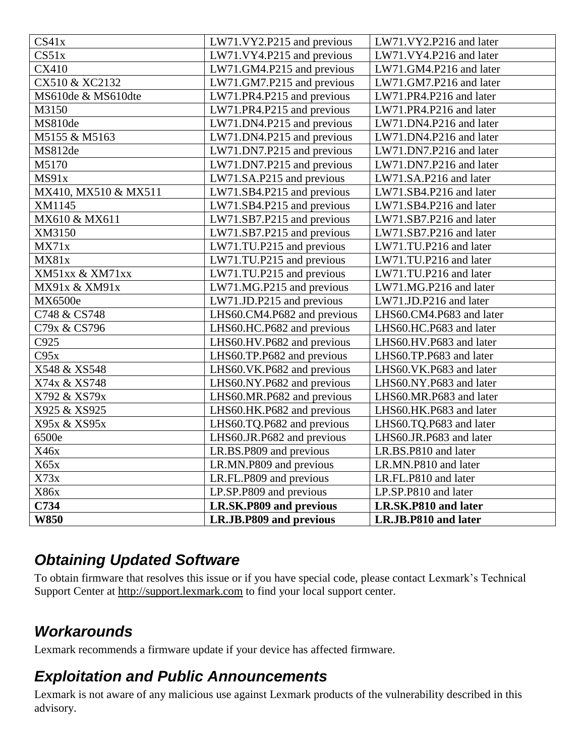| CS41x | LW71.VY2.P215 and previous | LW71.VY2.P216 and later |
|---|---|---|
| CS51x | LW71.VY4.P215 and previous | LW71.VY4.P216 and later |
| CX410 | LW71.GM4.P215 and previous | LW71.GM4.P216 and later |
| CX510 & XC2132 | LW71.GM7.P215 and previous | LW71.GM7.P216 and later |
| MS610de & MS610dte | LW71.PR4.P215 and previous | LW71.PR4.P216 and later |
| M3150 | LW71.PR4.P215 and previous | LW71.PR4.P216 and later |
| MS810de | LW71.DN4.P215 and previous | LW71.DN4.P216 and later |
| M5155 & M5163 | LW71.DN4.P215 and previous | LW71.DN4.P216 and later |
| MS812de | LW71.DN7.P215 and previous | LW71.DN7.P216 and later |
| M5170 | LW71.DN7.P215 and previous | LW71.DN7.P216 and later |
| MS91x | LW71.SA.P215 and previous | LW71.SA.P216 and later |
| MX410, MX510 & MX511 | LW71.SB4.P215 and previous | LW71.SB4.P216 and later |
| XM1145 | LW71.SB4.P215 and previous | LW71.SB4.P216 and later |
| MX610 & MX611 | LW71.SB7.P215 and previous | LW71.SB7.P216 and later |
| XM3150 | LW71.SB7.P215 and previous | LW71.SB7.P216 and later |
| MX71x | LW71.TU.P215 and previous | LW71.TU.P216 and later |
| MX81x | LW71.TU.P215 and previous | LW71.TU.P216 and later |
| XM51xx & XM71xx | LW71.TU.P215 and previous | LW71.TU.P216 and later |
| MX91x & XM91x | LW71.MG.P215 and previous | LW71.MG.P216 and later |
| MX6500e | LW71.JD.P215 and previous | LW71.JD.P216 and later |
| C748 & CS748 | LHS60.CM4.P682 and previous | LHS60.CM4.P683 and later |
| C79x & CS796 | LHS60.HC.P682 and previous | LHS60.HC.P683 and later |
| C925 | LHS60.HV.P682 and previous | LHS60.HV.P683 and later |
| C95x | LHS60.TP.P682 and previous | LHS60.TP.P683 and later |
| X548 & XS548 | LHS60.VK.P682 and previous | LHS60.VK.P683 and later |
| X74x & XS748 | LHS60.NY.P682 and previous | LHS60.NY.P683 and later |
| X792 & XS79x | LHS60.MR.P682 and previous | LHS60.MR.P683 and later |
| X925 & XS925 | LHS60.HK.P682 and previous | LHS60.HK.P683 and later |
| X95x & XS95x | LHS60.TQ.P682 and previous | LHS60.TQ.P683 and later |
| 6500e | LHS60.JR.P682 and previous | LHS60.JR.P683 and later |
| X46x | LR.BS.P809 and previous | LR.BS.P810 and later |
| X65x | LR.MN.P809 and previous | LR.MN.P810 and later |
| X73x | LR.FL.P809 and previous | LR.FL.P810 and later |
| X86x | LP.SP.P809 and previous | LP.SP.P810 and later |
| **C734** | **LR.SK.P809 and previous** | **LR.SK.P810 and later** |
| **W850** | **LR.JB.P809 and previous** | **LR.JB.P810 and later** |

### *Obtaining Updated Software*

To obtain firmware that resolves this issue or if you have special code, please contact Lexmark's Technical Support Center at http://support.lexmark.com to find your local support center.

### *Workarounds*

Lexmark recommends a firmware update if your device has affected firmware.

### *Exploitation and Public Announcements*

Lexmark is not aware of any malicious use against Lexmark products of the vulnerability described in this advisory.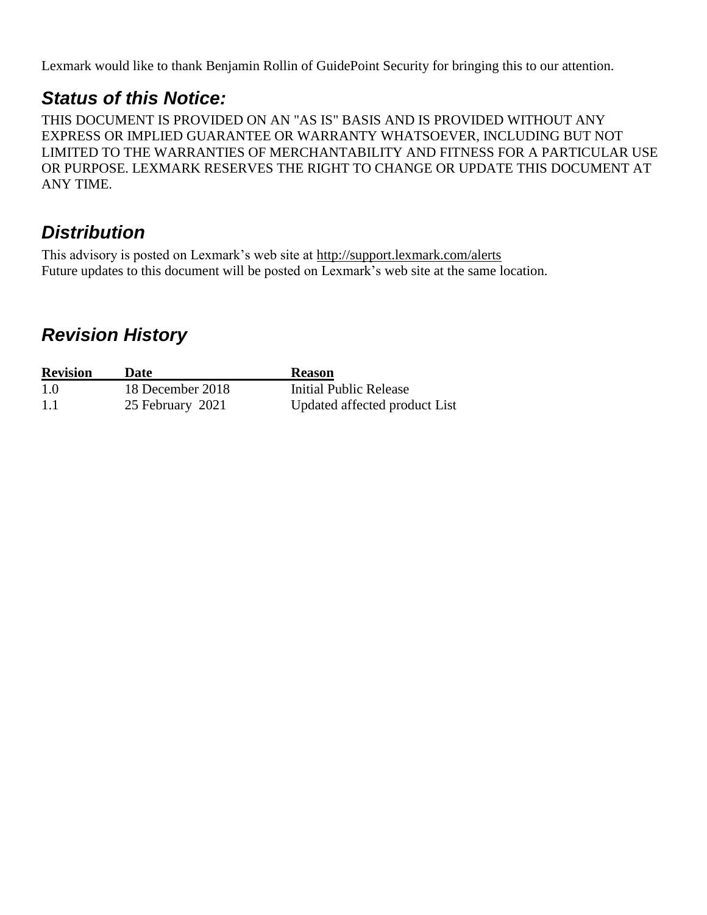Lexmark would like to thank Benjamin Rollin of GuidePoint Security for bringing this to our attention.

## *Status of this Notice:*

THIS DOCUMENT IS PROVIDED ON AN "AS IS" BASIS AND IS PROVIDED WITHOUT ANY EXPRESS OR IMPLIED GUARANTEE OR WARRANTY WHATSOEVER, INCLUDING BUT NOT LIMITED TO THE WARRANTIES OF MERCHANTABILITY AND FITNESS FOR A PARTICULAR USE OR PURPOSE. LEXMARK RESERVES THE RIGHT TO CHANGE OR UPDATE THIS DOCUMENT AT ANY TIME.

## *Distribution*

This advisory is posted on Lexmark's web site at http://support.lexmark.com/alerts
Future updates to this document will be posted on Lexmark's web site at the same location.

## *Revision History*

| Revision | Date | Reason |
|---|---|---|
| 1.0 | 18 December 2018 | Initial Public Release |
| 1.1 | 25 February 2021 | Updated affected product List |